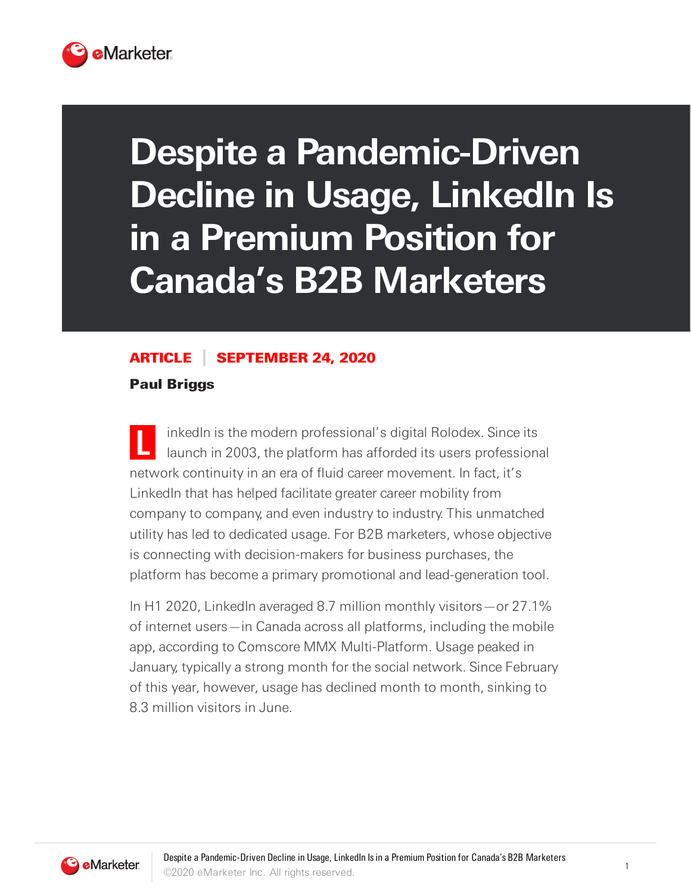# Despite a Pandemic-Driven Decline in Usage, LinkedIn Is in a Premium Position for Canada's B2B Marketers

**ARTICLE | SEPTEMBER 24, 2020**

**Paul Briggs**

LinkedIn is the modern professional's digital Rolodex. Since its launch in 2003, the platform has afforded its users professional network continuity in an era of fluid career movement. In fact, it's LinkedIn that has helped facilitate greater career mobility from company to company, and even industry to industry. This unmatched utility has led to dedicated usage. For B2B marketers, whose objective is connecting with decision-makers for business purchases, the platform has become a primary promotional and lead-generation tool.

In H1 2020, LinkedIn averaged 8.7 million monthly visitors—or 27.1% of internet users—in Canada across all platforms, including the mobile app, according to Comscore MMX Multi-Platform. Usage peaked in January, typically a strong month for the social network. Since February of this year, however, usage has declined month to month, sinking to 8.3 million visitors in June.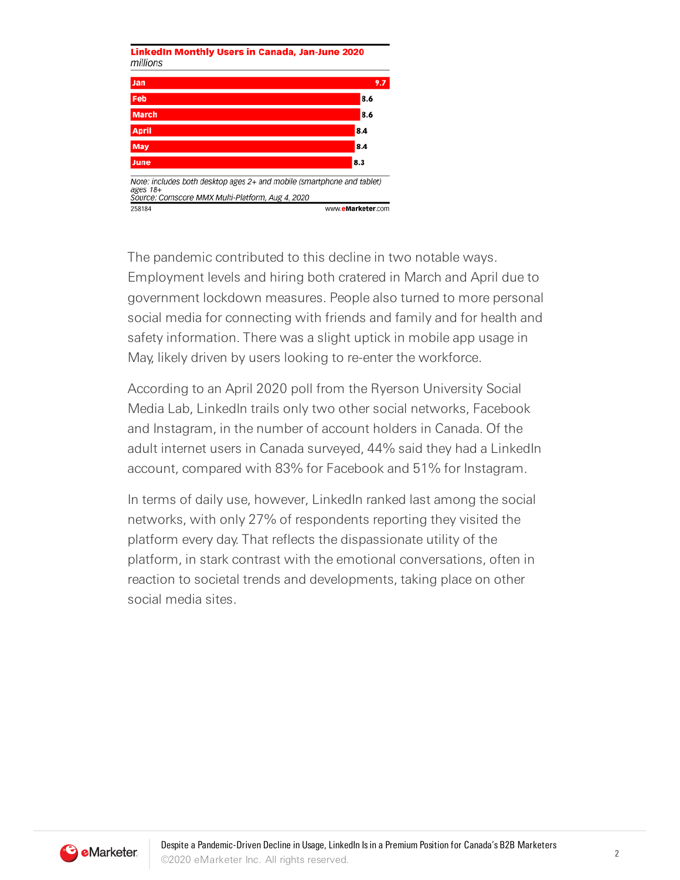**LinkedIn Monthly Users in Canada, Jan-June 2020**

*millions*

| Month | Users |
| --- | --- |
| Jan | 9.7 |
| Feb | 8.6 |
| March | 8.6 |
| April | 8.4 |
| May | 8.4 |
| June | 8.3 |

*Note: includes both desktop ages 2+ and mobile (smartphone and tablet) ages 18+*
*Source: Comscore MMX Multi-Platform, Aug 4, 2020*

258184 www.eMarketer.com

The pandemic contributed to this decline in two notable ways. Employment levels and hiring both cratered in March and April due to government lockdown measures. People also turned to more personal social media for connecting with friends and family and for health and safety information. There was a slight uptick in mobile app usage in May, likely driven by users looking to re-enter the workforce.

According to an April 2020 poll from the Ryerson University Social Media Lab, LinkedIn trails only two other social networks, Facebook and Instagram, in the number of account holders in Canada. Of the adult internet users in Canada surveyed, 44% said they had a LinkedIn account, compared with 83% for Facebook and 51% for Instagram.

In terms of daily use, however, LinkedIn ranked last among the social networks, with only 27% of respondents reporting they visited the platform every day. That reflects the dispassionate utility of the platform, in stark contrast with the emotional conversations, often in reaction to societal trends and developments, taking place on other social media sites.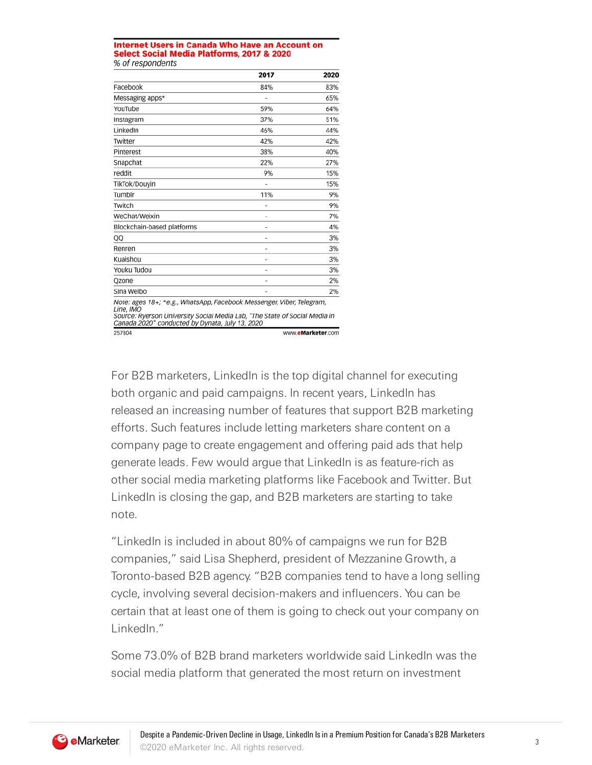**Internet Users in Canada Who Have an Account on Select Social Media Platforms, 2017 & 2020**
*% of respondents*

| | 2017 | 2020 |
|---|---|---|
| Facebook | 84% | 83% |
| Messaging apps* | - | 65% |
| YouTube | 59% | 64% |
| Instagram | 37% | 51% |
| LinkedIn | 46% | 44% |
| Twitter | 42% | 42% |
| Pinterest | 38% | 40% |
| Snapchat | 22% | 27% |
| reddit | 9% | 15% |
| TikTok/Douyin | - | 15% |
| Tumblr | 11% | 9% |
| Twitch | - | 9% |
| WeChat/Weixin | - | 7% |
| Blockchain-based platforms | - | 4% |
| QQ | - | 3% |
| Renren | - | 3% |
| Kuaishou | - | 3% |
| Youku Tudou | - | 3% |
| Qzone | - | 2% |
| Sina Weibo | - | 2% |

*Note: ages 18+; *e.g., WhatsApp, Facebook Messenger, Viber, Telegram, Line, IMO*
*Source: Ryerson University Social Media Lab, "The State of Social Media in Canada 2020" conducted by Dynata, July 13, 2020*

257804 www.eMarketer.com

For B2B marketers, LinkedIn is the top digital channel for executing both organic and paid campaigns. In recent years, LinkedIn has released an increasing number of features that support B2B marketing efforts. Such features include letting marketers share content on a company page to create engagement and offering paid ads that help generate leads. Few would argue that LinkedIn is as feature-rich as other social media marketing platforms like Facebook and Twitter. But LinkedIn is closing the gap, and B2B marketers are starting to take note.

"LinkedIn is included in about 80% of campaigns we run for B2B companies," said Lisa Shepherd, president of Mezzanine Growth, a Toronto-based B2B agency. "B2B companies tend to have a long selling cycle, involving several decision-makers and influencers. You can be certain that at least one of them is going to check out your company on LinkedIn."

Some 73.0% of B2B brand marketers worldwide said LinkedIn was the social media platform that generated the most return on investment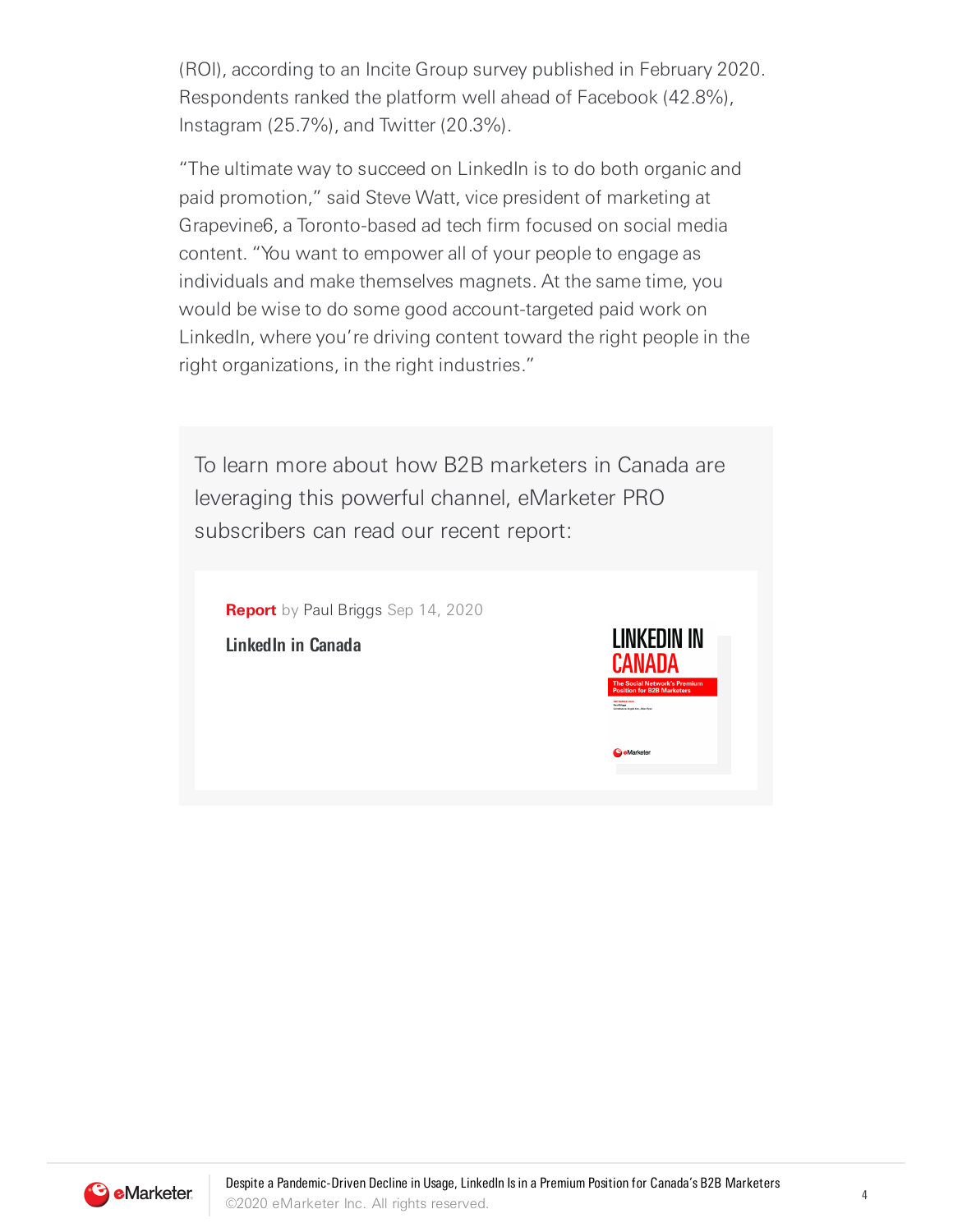(ROI), according to an Incite Group survey published in February 2020. Respondents ranked the platform well ahead of Facebook (42.8%), Instagram (25.7%), and Twitter (20.3%).

"The ultimate way to succeed on LinkedIn is to do both organic and paid promotion," said Steve Watt, vice president of marketing at Grapevine6, a Toronto-based ad tech firm focused on social media content. "You want to empower all of your people to engage as individuals and make themselves magnets. At the same time, you would be wise to do some good account-targeted paid work on LinkedIn, where you're driving content toward the right people in the right organizations, in the right industries."

To learn more about how B2B marketers in Canada are leveraging this powerful channel, eMarketer PRO subscribers can read our recent report:

**Report** by Paul Briggs Sep 14, 2020

**LinkedIn in Canada**